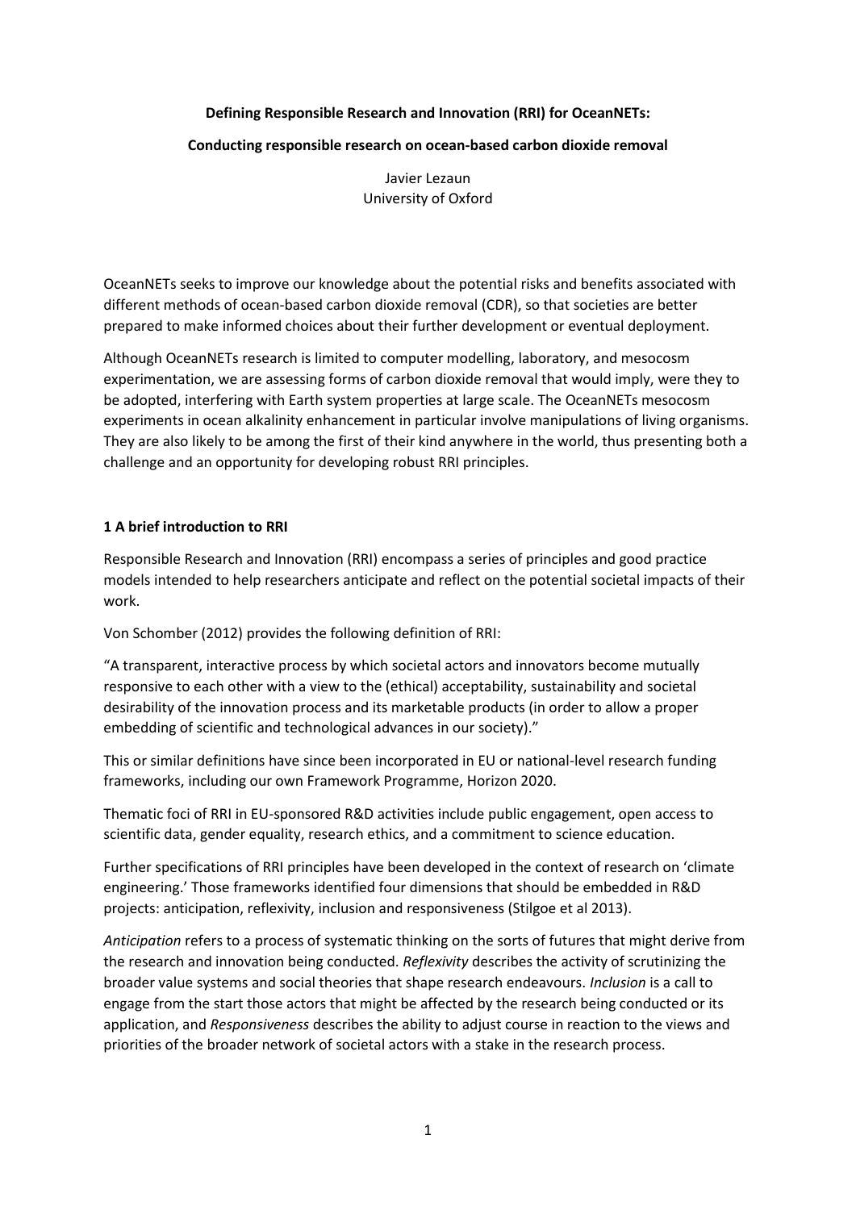**Defining Responsible Research and Innovation (RRI) for OceanNETs:**

**Conducting responsible research on ocean-based carbon dioxide removal**

Javier Lezaun
University of Oxford

OceanNETs seeks to improve our knowledge about the potential risks and benefits associated with different methods of ocean-based carbon dioxide removal (CDR), so that societies are better prepared to make informed choices about their further development or eventual deployment.

Although OceanNETs research is limited to computer modelling, laboratory, and mesocosm experimentation, we are assessing forms of carbon dioxide removal that would imply, were they to be adopted, interfering with Earth system properties at large scale. The OceanNETs mesocosm experiments in ocean alkalinity enhancement in particular involve manipulations of living organisms. They are also likely to be among the first of their kind anywhere in the world, thus presenting both a challenge and an opportunity for developing robust RRI principles.

## 1 A brief introduction to RRI

Responsible Research and Innovation (RRI) encompass a series of principles and good practice models intended to help researchers anticipate and reflect on the potential societal impacts of their work.

Von Schomber (2012) provides the following definition of RRI:

"A transparent, interactive process by which societal actors and innovators become mutually responsive to each other with a view to the (ethical) acceptability, sustainability and societal desirability of the innovation process and its marketable products (in order to allow a proper embedding of scientific and technological advances in our society)."

This or similar definitions have since been incorporated in EU or national-level research funding frameworks, including our own Framework Programme, Horizon 2020.

Thematic foci of RRI in EU-sponsored R&D activities include public engagement, open access to scientific data, gender equality, research ethics, and a commitment to science education.

Further specifications of RRI principles have been developed in the context of research on 'climate engineering.' Those frameworks identified four dimensions that should be embedded in R&D projects: anticipation, reflexivity, inclusion and responsiveness (Stilgoe et al 2013).

*Anticipation* refers to a process of systematic thinking on the sorts of futures that might derive from the research and innovation being conducted. *Reflexivity* describes the activity of scrutinizing the broader value systems and social theories that shape research endeavours. *Inclusion* is a call to engage from the start those actors that might be affected by the research being conducted or its application, and *Responsiveness* describes the ability to adjust course in reaction to the views and priorities of the broader network of societal actors with a stake in the research process.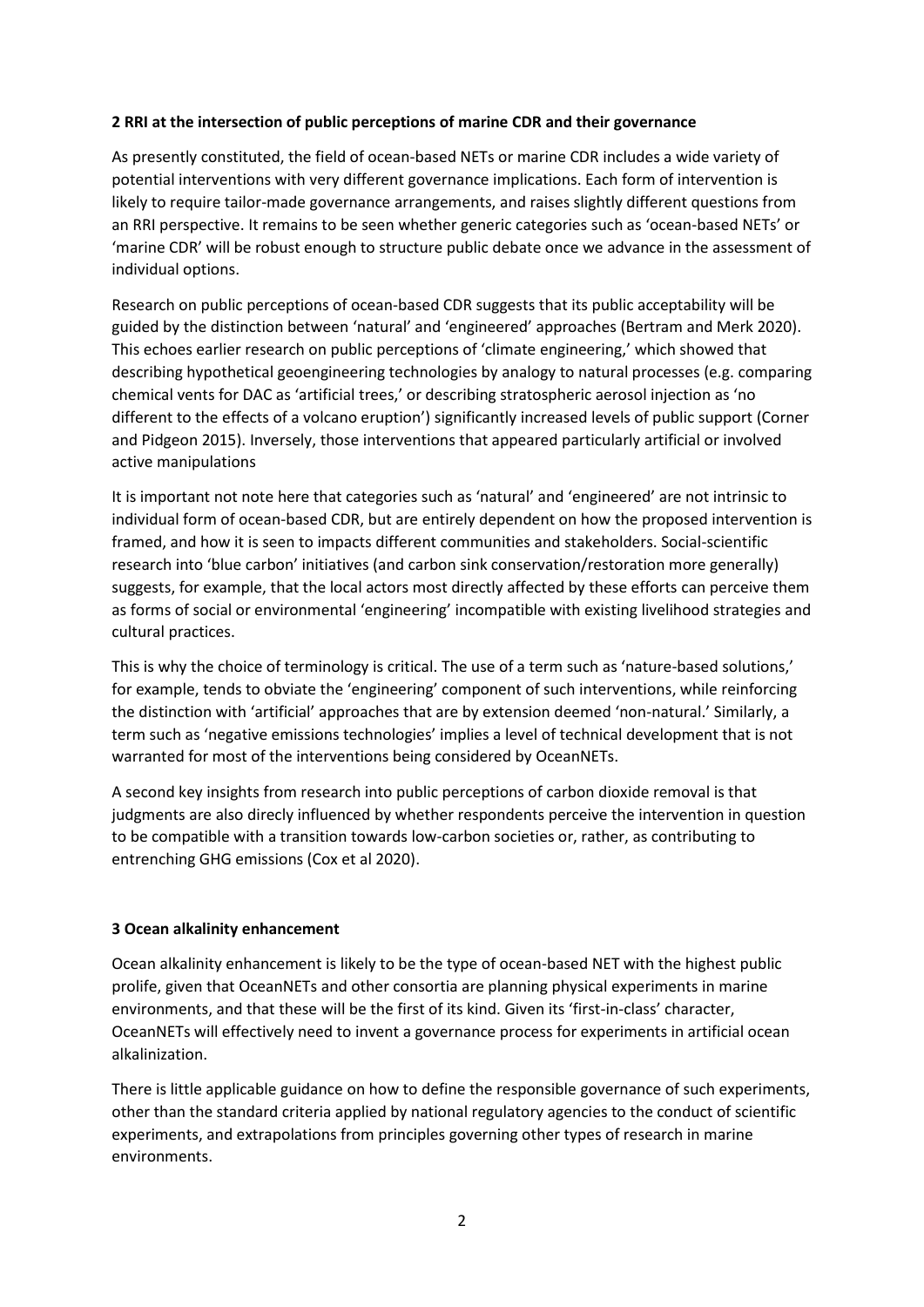**2 RRI at the intersection of public perceptions of marine CDR and their governance**

As presently constituted, the field of ocean-based NETs or marine CDR includes a wide variety of potential interventions with very different governance implications. Each form of intervention is likely to require tailor-made governance arrangements, and raises slightly different questions from an RRI perspective. It remains to be seen whether generic categories such as 'ocean-based NETs' or 'marine CDR' will be robust enough to structure public debate once we advance in the assessment of individual options.

Research on public perceptions of ocean-based CDR suggests that its public acceptability will be guided by the distinction between 'natural' and 'engineered' approaches (Bertram and Merk 2020). This echoes earlier research on public perceptions of 'climate engineering,' which showed that describing hypothetical geoengineering technologies by analogy to natural processes (e.g. comparing chemical vents for DAC as 'artificial trees,' or describing stratospheric aerosol injection as 'no different to the effects of a volcano eruption') significantly increased levels of public support (Corner and Pidgeon 2015). Inversely, those interventions that appeared particularly artificial or involved active manipulations

It is important not note here that categories such as 'natural' and 'engineered' are not intrinsic to individual form of ocean-based CDR, but are entirely dependent on how the proposed intervention is framed, and how it is seen to impacts different communities and stakeholders. Social-scientific research into 'blue carbon' initiatives (and carbon sink conservation/restoration more generally) suggests, for example, that the local actors most directly affected by these efforts can perceive them as forms of social or environmental 'engineering' incompatible with existing livelihood strategies and cultural practices.

This is why the choice of terminology is critical. The use of a term such as 'nature-based solutions,' for example, tends to obviate the 'engineering' component of such interventions, while reinforcing the distinction with 'artificial' approaches that are by extension deemed 'non-natural.' Similarly, a term such as 'negative emissions technologies' implies a level of technical development that is not warranted for most of the interventions being considered by OceanNETs.

A second key insights from research into public perceptions of carbon dioxide removal is that judgments are also direcly influenced by whether respondents perceive the intervention in question to be compatible with a transition towards low-carbon societies or, rather, as contributing to entrenching GHG emissions (Cox et al 2020).

**3 Ocean alkalinity enhancement**

Ocean alkalinity enhancement is likely to be the type of ocean-based NET with the highest public prolife, given that OceanNETs and other consortia are planning physical experiments in marine environments, and that these will be the first of its kind. Given its 'first-in-class' character, OceanNETs will effectively need to invent a governance process for experiments in artificial ocean alkalinization.

There is little applicable guidance on how to define the responsible governance of such experiments, other than the standard criteria applied by national regulatory agencies to the conduct of scientific experiments, and extrapolations from principles governing other types of research in marine environments.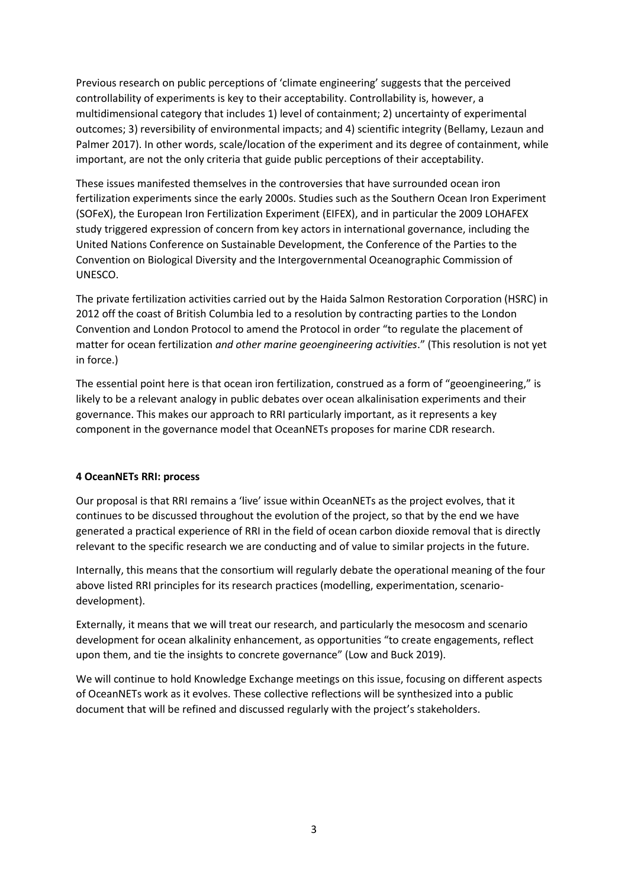Previous research on public perceptions of 'climate engineering' suggests that the perceived controllability of experiments is key to their acceptability. Controllability is, however, a multidimensional category that includes 1) level of containment; 2) uncertainty of experimental outcomes; 3) reversibility of environmental impacts; and 4) scientific integrity (Bellamy, Lezaun and Palmer 2017). In other words, scale/location of the experiment and its degree of containment, while important, are not the only criteria that guide public perceptions of their acceptability.

These issues manifested themselves in the controversies that have surrounded ocean iron fertilization experiments since the early 2000s. Studies such as the Southern Ocean Iron Experiment (SOFeX), the European Iron Fertilization Experiment (EIFEX), and in particular the 2009 LOHAFEX study triggered expression of concern from key actors in international governance, including the United Nations Conference on Sustainable Development, the Conference of the Parties to the Convention on Biological Diversity and the Intergovernmental Oceanographic Commission of UNESCO.

The private fertilization activities carried out by the Haida Salmon Restoration Corporation (HSRC) in 2012 off the coast of British Columbia led to a resolution by contracting parties to the London Convention and London Protocol to amend the Protocol in order "to regulate the placement of matter for ocean fertilization *and other marine geoengineering activities*." (This resolution is not yet in force.)

The essential point here is that ocean iron fertilization, construed as a form of "geoengineering," is likely to be a relevant analogy in public debates over ocean alkalinisation experiments and their governance. This makes our approach to RRI particularly important, as it represents a key component in the governance model that OceanNETs proposes for marine CDR research.

#### 4 OceanNETs RRI: process

Our proposal is that RRI remains a 'live' issue within OceanNETs as the project evolves, that it continues to be discussed throughout the evolution of the project, so that by the end we have generated a practical experience of RRI in the field of ocean carbon dioxide removal that is directly relevant to the specific research we are conducting and of value to similar projects in the future.

Internally, this means that the consortium will regularly debate the operational meaning of the four above listed RRI principles for its research practices (modelling, experimentation, scenario-development).

Externally, it means that we will treat our research, and particularly the mesocosm and scenario development for ocean alkalinity enhancement, as opportunities "to create engagements, reflect upon them, and tie the insights to concrete governance" (Low and Buck 2019).

We will continue to hold Knowledge Exchange meetings on this issue, focusing on different aspects of OceanNETs work as it evolves. These collective reflections will be synthesized into a public document that will be refined and discussed regularly with the project's stakeholders.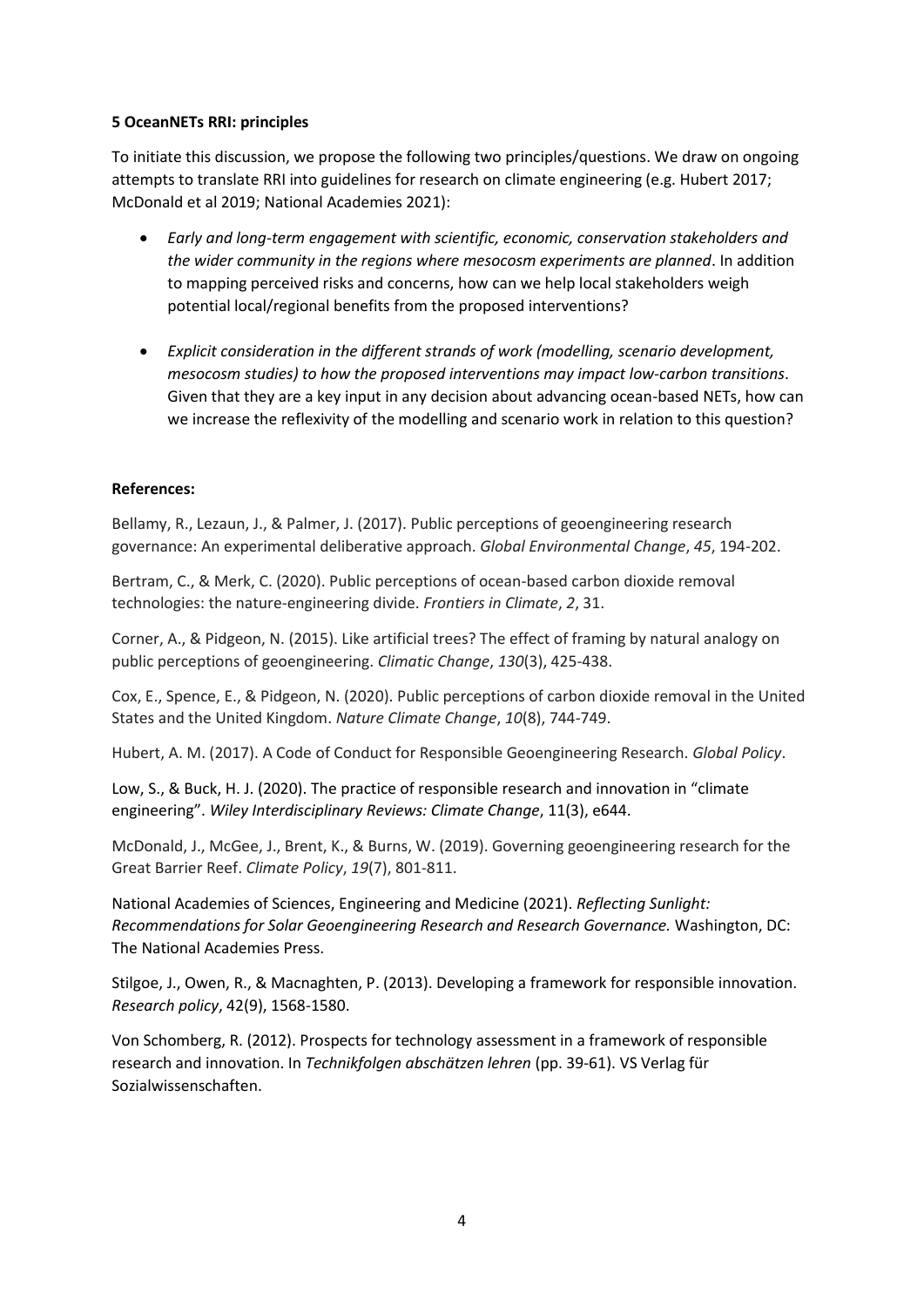**5 OceanNETs RRI: principles**

To initiate this discussion, we propose the following two principles/questions. We draw on ongoing attempts to translate RRI into guidelines for research on climate engineering (e.g. Hubert 2017; McDonald et al 2019; National Academies 2021):

- *Early and long-term engagement with scientific, economic, conservation stakeholders and the wider community in the regions where mesocosm experiments are planned*. In addition to mapping perceived risks and concerns, how can we help local stakeholders weigh potential local/regional benefits from the proposed interventions?

- *Explicit consideration in the different strands of work (modelling, scenario development, mesocosm studies) to how the proposed interventions may impact low-carbon transitions*. Given that they are a key input in any decision about advancing ocean-based NETs, how can we increase the reflexivity of the modelling and scenario work in relation to this question?

**References:**

Bellamy, R., Lezaun, J., & Palmer, J. (2017). Public perceptions of geoengineering research governance: An experimental deliberative approach. *Global Environmental Change*, *45*, 194-202.

Bertram, C., & Merk, C. (2020). Public perceptions of ocean-based carbon dioxide removal technologies: the nature-engineering divide. *Frontiers in Climate*, *2*, 31.

Corner, A., & Pidgeon, N. (2015). Like artificial trees? The effect of framing by natural analogy on public perceptions of geoengineering. *Climatic Change*, *130*(3), 425-438.

Cox, E., Spence, E., & Pidgeon, N. (2020). Public perceptions of carbon dioxide removal in the United States and the United Kingdom. *Nature Climate Change*, *10*(8), 744-749.

Hubert, A. M. (2017). A Code of Conduct for Responsible Geoengineering Research. *Global Policy*.

Low, S., & Buck, H. J. (2020). The practice of responsible research and innovation in "climate engineering". *Wiley Interdisciplinary Reviews: Climate Change*, 11(3), e644.

McDonald, J., McGee, J., Brent, K., & Burns, W. (2019). Governing geoengineering research for the Great Barrier Reef. *Climate Policy*, *19*(7), 801-811.

National Academies of Sciences, Engineering and Medicine (2021). *Reflecting Sunlight: Recommendations for Solar Geoengineering Research and Research Governance.* Washington, DC: The National Academies Press.

Stilgoe, J., Owen, R., & Macnaghten, P. (2013). Developing a framework for responsible innovation. *Research policy*, 42(9), 1568-1580.

Von Schomberg, R. (2012). Prospects for technology assessment in a framework of responsible research and innovation. In *Technikfolgen abschätzen lehren* (pp. 39-61). VS Verlag für Sozialwissenschaften.